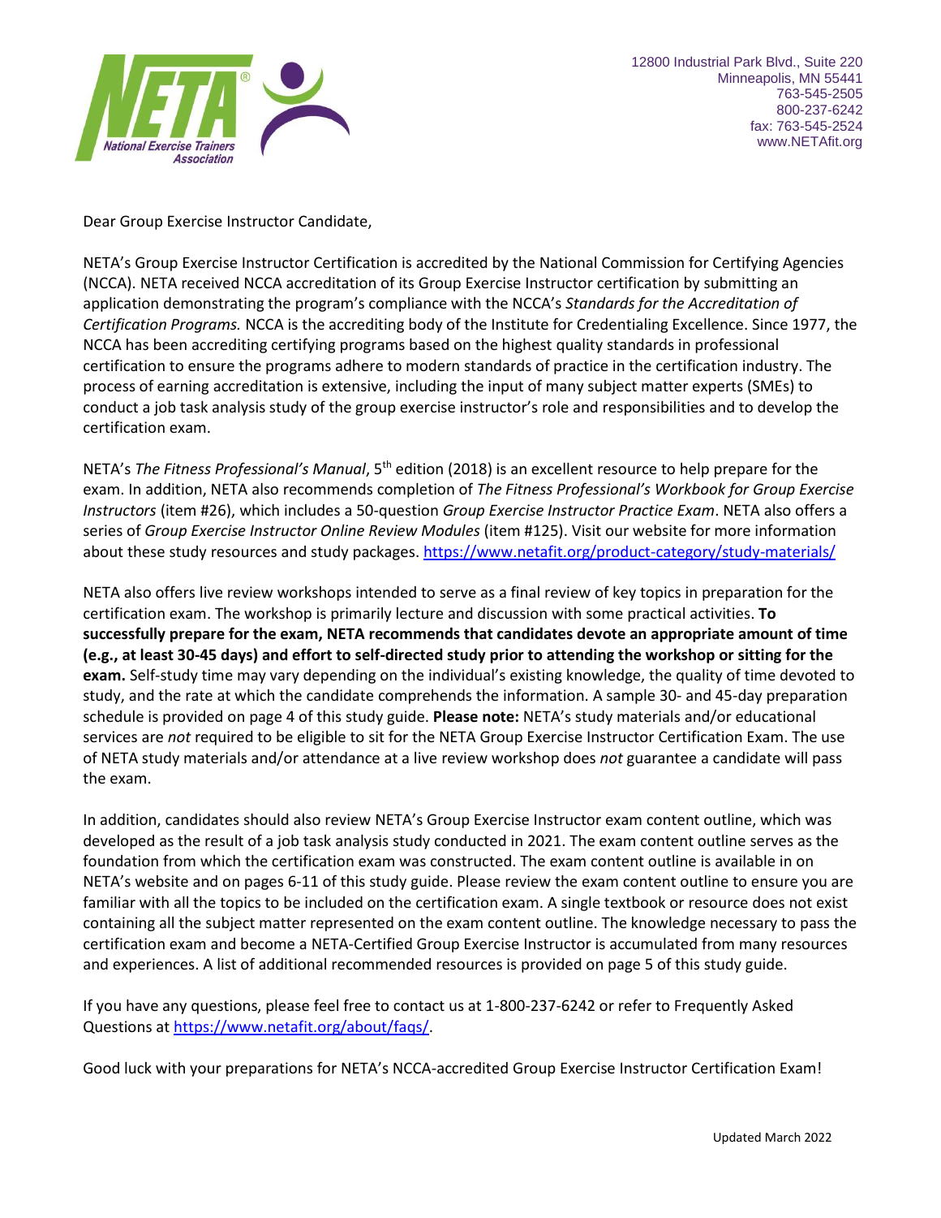National Exercise Trainers Association

12800 Industrial Park Blvd., Suite 220
Minneapolis, MN 55441
763-545-2505
800-237-6242
fax: 763-545-2524
www.NETAfit.org

Dear Group Exercise Instructor Candidate,

NETA's Group Exercise Instructor Certification is accredited by the National Commission for Certifying Agencies (NCCA). NETA received NCCA accreditation of its Group Exercise Instructor certification by submitting an application demonstrating the program's compliance with the NCCA's *Standards for the Accreditation of Certification Programs.* NCCA is the accrediting body of the Institute for Credentialing Excellence. Since 1977, the NCCA has been accrediting certifying programs based on the highest quality standards in professional certification to ensure the programs adhere to modern standards of practice in the certification industry. The process of earning accreditation is extensive, including the input of many subject matter experts (SMEs) to conduct a job task analysis study of the group exercise instructor's role and responsibilities and to develop the certification exam.

NETA's *The Fitness Professional's Manual*, 5th edition (2018) is an excellent resource to help prepare for the exam. In addition, NETA also recommends completion of *The Fitness Professional's Workbook for Group Exercise Instructors* (item #26), which includes a 50-question *Group Exercise Instructor Practice Exam*. NETA also offers a series of *Group Exercise Instructor Online Review Modules* (item #125). Visit our website for more information about these study resources and study packages. https://www.netafit.org/product-category/study-materials/

NETA also offers live review workshops intended to serve as a final review of key topics in preparation for the certification exam. The workshop is primarily lecture and discussion with some practical activities. **To successfully prepare for the exam, NETA recommends that candidates devote an appropriate amount of time (e.g., at least 30-45 days) and effort to self-directed study prior to attending the workshop or sitting for the exam.** Self-study time may vary depending on the individual's existing knowledge, the quality of time devoted to study, and the rate at which the candidate comprehends the information. A sample 30- and 45-day preparation schedule is provided on page 4 of this study guide. **Please note:** NETA's study materials and/or educational services are *not* required to be eligible to sit for the NETA Group Exercise Instructor Certification Exam. The use of NETA study materials and/or attendance at a live review workshop does *not* guarantee a candidate will pass the exam.

In addition, candidates should also review NETA's Group Exercise Instructor exam content outline, which was developed as the result of a job task analysis study conducted in 2021. The exam content outline serves as the foundation from which the certification exam was constructed. The exam content outline is available in on NETA's website and on pages 6-11 of this study guide. Please review the exam content outline to ensure you are familiar with all the topics to be included on the certification exam. A single textbook or resource does not exist containing all the subject matter represented on the exam content outline. The knowledge necessary to pass the certification exam and become a NETA-Certified Group Exercise Instructor is accumulated from many resources and experiences. A list of additional recommended resources is provided on page 5 of this study guide.

If you have any questions, please feel free to contact us at 1-800-237-6242 or refer to Frequently Asked Questions at https://www.netafit.org/about/faqs/.

Good luck with your preparations for NETA's NCCA-accredited Group Exercise Instructor Certification Exam!

Updated March 2022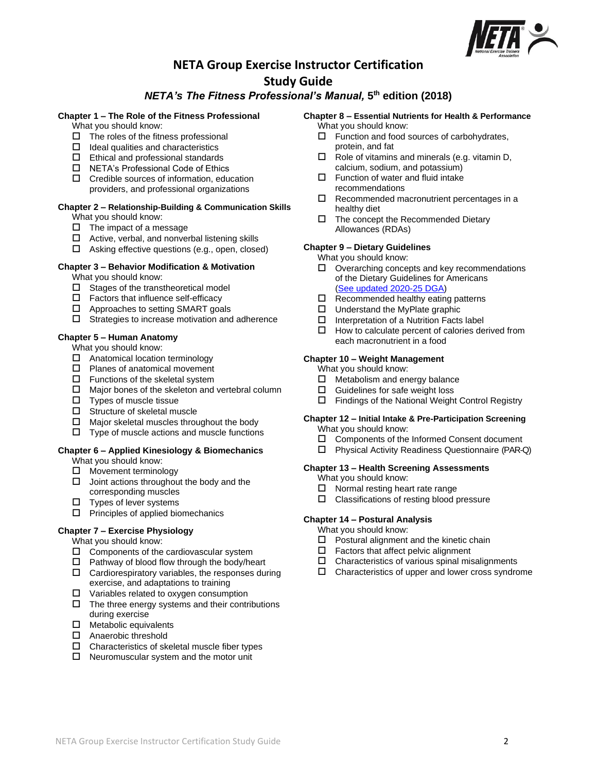# NETA Group Exercise Instructor Certification

## Study Guide

### *NETA's The Fitness Professional's Manual,* 5th edition (2018)

**Chapter 1 – The Role of the Fitness Professional**

What you should know:

- ☐ The roles of the fitness professional
- ☐ Ideal qualities and characteristics
- ☐ Ethical and professional standards
- ☐ NETA's Professional Code of Ethics
- ☐ Credible sources of information, education providers, and professional organizations

**Chapter 2 – Relationship-Building & Communication Skills**

What you should know:

- ☐ The impact of a message
- ☐ Active, verbal, and nonverbal listening skills
- ☐ Asking effective questions (e.g., open, closed)

**Chapter 3 – Behavior Modification & Motivation**

What you should know:

- ☐ Stages of the transtheoretical model
- ☐ Factors that influence self-efficacy
- ☐ Approaches to setting SMART goals
- ☐ Strategies to increase motivation and adherence

**Chapter 5 – Human Anatomy**

What you should know:

- ☐ Anatomical location terminology
- ☐ Planes of anatomical movement
- ☐ Functions of the skeletal system
- ☐ Major bones of the skeleton and vertebral column
- ☐ Types of muscle tissue
- ☐ Structure of skeletal muscle
- ☐ Major skeletal muscles throughout the body
- ☐ Type of muscle actions and muscle functions

**Chapter 6 – Applied Kinesiology & Biomechanics**

What you should know:

- ☐ Movement terminology
- ☐ Joint actions throughout the body and the corresponding muscles
- ☐ Types of lever systems
- ☐ Principles of applied biomechanics

**Chapter 7 – Exercise Physiology**

What you should know:

- ☐ Components of the cardiovascular system
- ☐ Pathway of blood flow through the body/heart
- ☐ Cardiorespiratory variables, the responses during exercise, and adaptations to training
- ☐ Variables related to oxygen consumption
- ☐ The three energy systems and their contributions during exercise
- ☐ Metabolic equivalents
- ☐ Anaerobic threshold
- ☐ Characteristics of skeletal muscle fiber types
- ☐ Neuromuscular system and the motor unit

**Chapter 8 – Essential Nutrients for Health & Performance**

What you should know:

- ☐ Function and food sources of carbohydrates, protein, and fat
- ☐ Role of vitamins and minerals (e.g. vitamin D, calcium, sodium, and potassium)
- ☐ Function of water and fluid intake recommendations
- ☐ Recommended macronutrient percentages in a healthy diet
- ☐ The concept the Recommended Dietary Allowances (RDAs)

**Chapter 9 – Dietary Guidelines**

What you should know:

- ☐ Overarching concepts and key recommendations of the Dietary Guidelines for Americans (See updated 2020-25 DGA)
- ☐ Recommended healthy eating patterns
- ☐ Understand the MyPlate graphic
- ☐ Interpretation of a Nutrition Facts label
- ☐ How to calculate percent of calories derived from each macronutrient in a food

**Chapter 10 – Weight Management**

What you should know:

- ☐ Metabolism and energy balance
- ☐ Guidelines for safe weight loss
- ☐ Findings of the National Weight Control Registry

**Chapter 12 – Initial Intake & Pre-Participation Screening**

What you should know:

- ☐ Components of the Informed Consent document
- ☐ Physical Activity Readiness Questionnaire (PAR-Q)

**Chapter 13 – Health Screening Assessments**

What you should know:

- ☐ Normal resting heart rate range
- ☐ Classifications of resting blood pressure

**Chapter 14 – Postural Analysis**

What you should know:

- ☐ Postural alignment and the kinetic chain
- ☐ Factors that affect pelvic alignment
- ☐ Characteristics of various spinal misalignments
- ☐ Characteristics of upper and lower cross syndrome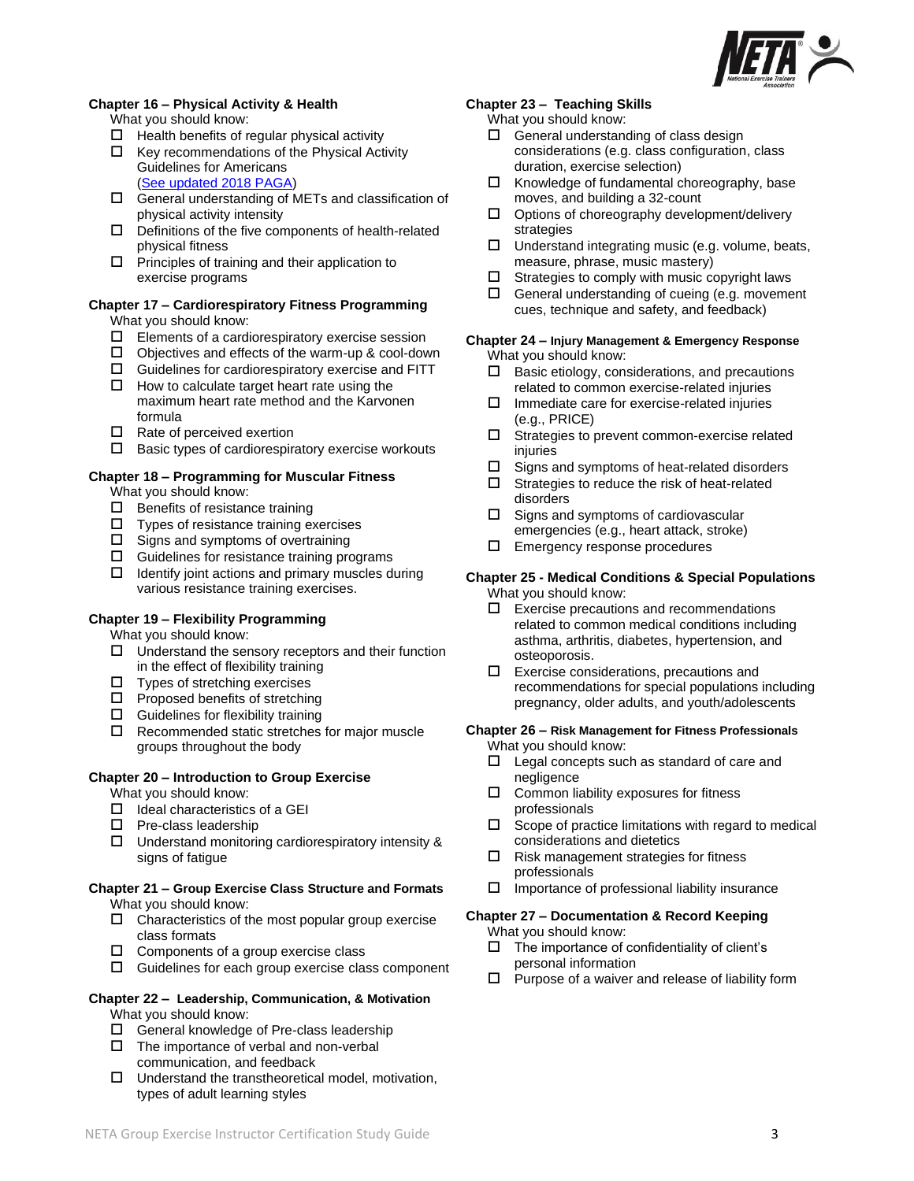### Chapter 16 – Physical Activity & Health

What you should know:

- ☐ Health benefits of regular physical activity
- ☐ Key recommendations of the Physical Activity Guidelines for Americans (See updated 2018 PAGA)
- ☐ General understanding of METs and classification of physical activity intensity
- ☐ Definitions of the five components of health-related physical fitness
- ☐ Principles of training and their application to exercise programs

### Chapter 17 – Cardiorespiratory Fitness Programming

What you should know:

- ☐ Elements of a cardiorespiratory exercise session
- ☐ Objectives and effects of the warm-up & cool-down
- ☐ Guidelines for cardiorespiratory exercise and FITT
- ☐ How to calculate target heart rate using the maximum heart rate method and the Karvonen formula
- ☐ Rate of perceived exertion
- ☐ Basic types of cardiorespiratory exercise workouts

### Chapter 18 – Programming for Muscular Fitness

What you should know:

- ☐ Benefits of resistance training
- ☐ Types of resistance training exercises
- ☐ Signs and symptoms of overtraining
- ☐ Guidelines for resistance training programs
- ☐ Identify joint actions and primary muscles during various resistance training exercises.

### Chapter 19 – Flexibility Programming

What you should know:

- ☐ Understand the sensory receptors and their function in the effect of flexibility training
- ☐ Types of stretching exercises
- ☐ Proposed benefits of stretching
- ☐ Guidelines for flexibility training
- ☐ Recommended static stretches for major muscle groups throughout the body

### Chapter 20 – Introduction to Group Exercise

What you should know:

- ☐ Ideal characteristics of a GEI
- ☐ Pre-class leadership
- ☐ Understand monitoring cardiorespiratory intensity & signs of fatigue

### Chapter 21 – Group Exercise Class Structure and Formats

What you should know:

- ☐ Characteristics of the most popular group exercise class formats
- ☐ Components of a group exercise class
- ☐ Guidelines for each group exercise class component

### Chapter 22 – Leadership, Communication, & Motivation

What you should know:

- ☐ General knowledge of Pre-class leadership
- ☐ The importance of verbal and non-verbal communication, and feedback
- ☐ Understand the transtheoretical model, motivation, types of adult learning styles

### Chapter 23 – Teaching Skills

What you should know:

- ☐ General understanding of class design considerations (e.g. class configuration, class duration, exercise selection)
- ☐ Knowledge of fundamental choreography, base moves, and building a 32-count
- ☐ Options of choreography development/delivery strategies
- ☐ Understand integrating music (e.g. volume, beats, measure, phrase, music mastery)
- ☐ Strategies to comply with music copyright laws
- ☐ General understanding of cueing (e.g. movement cues, technique and safety, and feedback)

### Chapter 24 – Injury Management & Emergency Response

What you should know:

- ☐ Basic etiology, considerations, and precautions related to common exercise-related injuries
- ☐ Immediate care for exercise-related injuries (e.g., PRICE)
- ☐ Strategies to prevent common-exercise related injuries
- ☐ Signs and symptoms of heat-related disorders
- ☐ Strategies to reduce the risk of heat-related disorders
- ☐ Signs and symptoms of cardiovascular emergencies (e.g., heart attack, stroke)
- ☐ Emergency response procedures

### Chapter 25 - Medical Conditions & Special Populations

What you should know:

- ☐ Exercise precautions and recommendations related to common medical conditions including asthma, arthritis, diabetes, hypertension, and osteoporosis.
- ☐ Exercise considerations, precautions and recommendations for special populations including pregnancy, older adults, and youth/adolescents

### Chapter 26 – Risk Management for Fitness Professionals

What you should know:

- ☐ Legal concepts such as standard of care and negligence
- ☐ Common liability exposures for fitness professionals
- ☐ Scope of practice limitations with regard to medical considerations and dietetics
- ☐ Risk management strategies for fitness professionals
- ☐ Importance of professional liability insurance

### Chapter 27 – Documentation & Record Keeping

What you should know:

- ☐ The importance of confidentiality of client's personal information
- ☐ Purpose of a waiver and release of liability form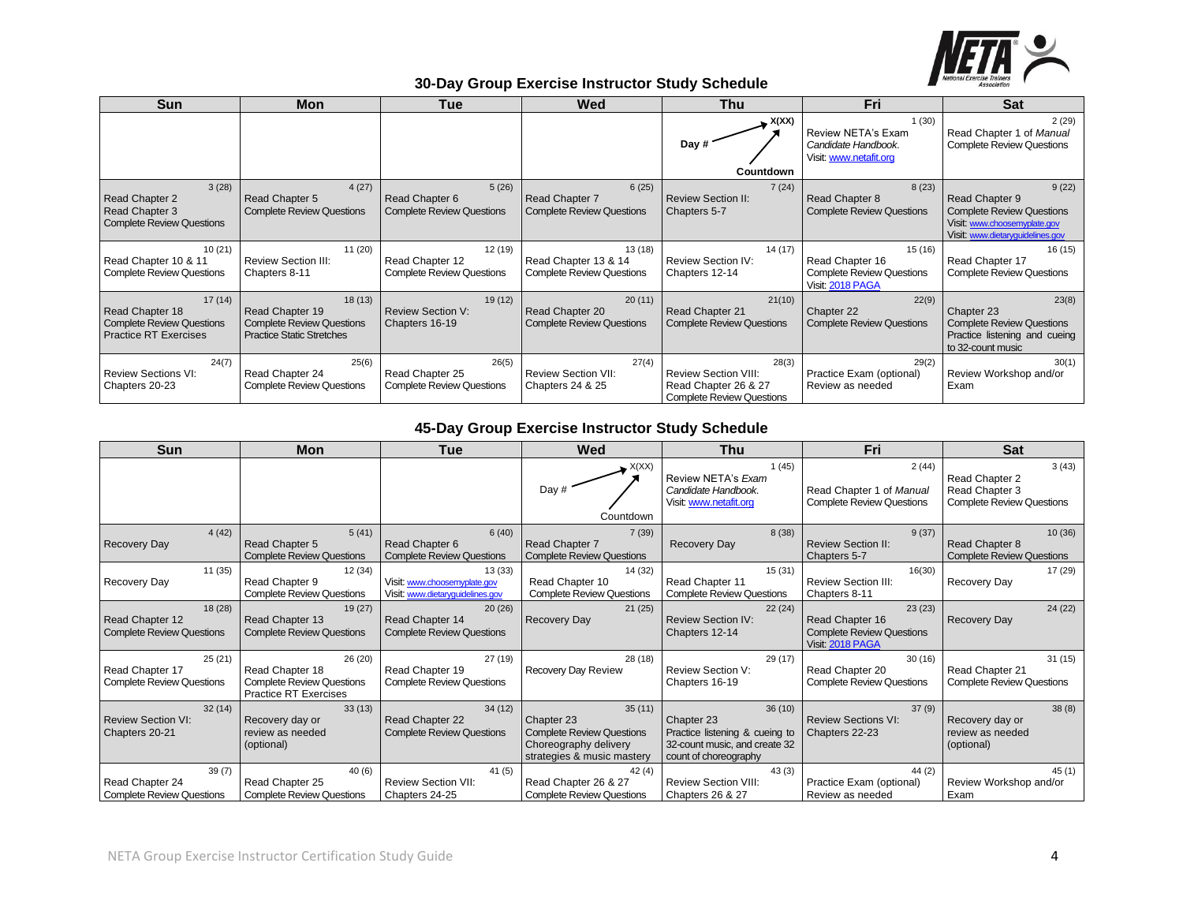## 30-Day Group Exercise Instructor Study Schedule

| Sun | Mon | Tue | Wed | Thu | Fri | Sat |
|---|---|---|---|---|---|---|
| | | | | Day # X(XX) Countdown | 1 (30) Review NETA's Exam *Candidate Handbook.* Visit: www.netafit.org | 2 (29) Read Chapter 1 of *Manual* Complete Review Questions |
| 3 (28) Read Chapter 2 Read Chapter 3 Complete Review Questions | 4 (27) Read Chapter 5 Complete Review Questions | 5 (26) Read Chapter 6 Complete Review Questions | 6 (25) Read Chapter 7 Complete Review Questions | 7 (24) Review Section II: Chapters 5-7 | 8 (23) Read Chapter 8 Complete Review Questions | 9 (22) Read Chapter 9 Complete Review Questions Visit: www.choosemyplate.gov Visit: www.dietaryguidelines.gov |
| 10 (21) Read Chapter 10 & 11 Complete Review Questions | 11 (20) Review Section III: Chapters 8-11 | 12 (19) Read Chapter 12 Complete Review Questions | 13 (18) Read Chapter 13 & 14 Complete Review Questions | 14 (17) Review Section IV: Chapters 12-14 | 15 (16) Read Chapter 16 Complete Review Questions Visit: 2018 PAGA | 16 (15) Read Chapter 17 Complete Review Questions |
| 17 (14) Read Chapter 18 Complete Review Questions Practice RT Exercises | 18 (13) Read Chapter 19 Complete Review Questions Practice Static Stretches | 19 (12) Review Section V: Chapters 16-19 | 20 (11) Read Chapter 20 Complete Review Questions | 21(10) Read Chapter 21 Complete Review Questions | 22(9) Chapter 22 Complete Review Questions | 23(8) Chapter 23 Complete Review Questions Practice listening and cueing to 32-count music |
| 24(7) Review Sections VI: Chapters 20-23 | 25(6) Read Chapter 24 Complete Review Questions | 26(5) Read Chapter 25 Complete Review Questions | 27(4) Review Section VII: Chapters 24 & 25 | 28(3) Review Section VIII: Read Chapter 26 & 27 Complete Review Questions | 29(2) Practice Exam (optional) Review as needed | 30(1) Review Workshop and/or Exam |

## 45-Day Group Exercise Instructor Study Schedule

| Sun | Mon | Tue | Wed | Thu | Fri | Sat |
|---|---|---|---|---|---|---|
| | | | Day # X(XX) Countdown | 1 (45) Review NETA's *Exam Candidate Handbook.* Visit: www.netafit.org | 2 (44) Read Chapter 1 of *Manual* Complete Review Questions | 3 (43) Read Chapter 2 Read Chapter 3 Complete Review Questions |
| 4 (42) Recovery Day | 5 (41) Read Chapter 5 Complete Review Questions | 6 (40) Read Chapter 6 Complete Review Questions | 7 (39) Read Chapter 7 Complete Review Questions | 8 (38) Recovery Day | 9 (37) Review Section II: Chapters 5-7 | 10 (36) Read Chapter 8 Complete Review Questions |
| 11 (35) Recovery Day | 12 (34) Read Chapter 9 Complete Review Questions | 13 (33) Visit: www.choosemyplate.gov Visit: www.dietaryguidelines.gov | 14 (32) Read Chapter 10 Complete Review Questions | 15 (31) Read Chapter 11 Complete Review Questions | 16(30) Review Section III: Chapters 8-11 | 17 (29) Recovery Day |
| 18 (28) Read Chapter 12 Complete Review Questions | 19 (27) Read Chapter 13 Complete Review Questions | 20 (26) Read Chapter 14 Complete Review Questions | 21 (25) Recovery Day | 22 (24) Review Section IV: Chapters 12-14 | 23 (23) Read Chapter 16 Complete Review Questions Visit: 2018 PAGA | 24 (22) Recovery Day |
| 25 (21) Read Chapter 17 Complete Review Questions | 26 (20) Read Chapter 18 Complete Review Questions Practice RT Exercises | 27 (19) Read Chapter 19 Complete Review Questions | 28 (18) Recovery Day Review | 29 (17) Review Section V: Chapters 16-19 | 30 (16) Read Chapter 20 Complete Review Questions | 31 (15) Read Chapter 21 Complete Review Questions |
| 32 (14) Review Section VI: Chapters 20-21 | 33 (13) Recovery day or review as needed (optional) | 34 (12) Read Chapter 22 Complete Review Questions | 35 (11) Chapter 23 Complete Review Questions Choreography delivery strategies & music mastery | 36 (10) Chapter 23 Practice listening & cueing to 32-count music, and create 32 count of choreography | 37 (9) Review Sections VI: Chapters 22-23 | 38 (8) Recovery day or review as needed (optional) |
| 39 (7) Read Chapter 24 Complete Review Questions | 40 (6) Read Chapter 25 Complete Review Questions | 41 (5) Review Section VII: Chapters 24-25 | 42 (4) Read Chapter 26 & 27 Complete Review Questions | 43 (3) Review Section VIII: Chapters 26 & 27 | 44 (2) Practice Exam (optional) Review as needed | 45 (1) Review Workshop and/or Exam |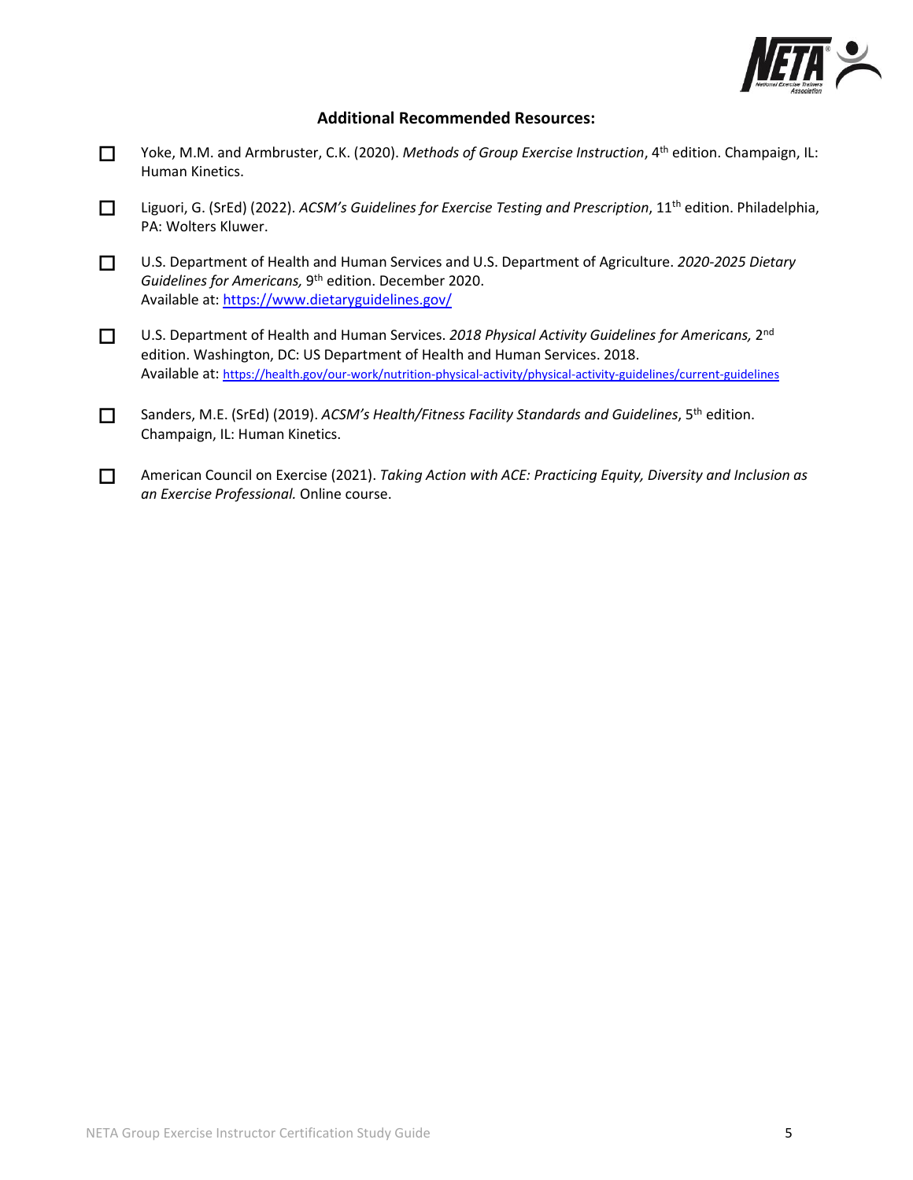**Additional Recommended Resources:**

- ☐ Yoke, M.M. and Armbruster, C.K. (2020). *Methods of Group Exercise Instruction*, 4th edition. Champaign, IL: Human Kinetics.

- ☐ Liguori, G. (SrEd) (2022). *ACSM's Guidelines for Exercise Testing and Prescription*, 11th edition. Philadelphia, PA: Wolters Kluwer.

- ☐ U.S. Department of Health and Human Services and U.S. Department of Agriculture. *2020-2025 Dietary Guidelines for Americans,* 9th edition. December 2020.
  Available at: https://www.dietaryguidelines.gov/

- ☐ U.S. Department of Health and Human Services. *2018 Physical Activity Guidelines for Americans,* 2nd edition. Washington, DC: US Department of Health and Human Services. 2018.
  Available at: https://health.gov/our-work/nutrition-physical-activity/physical-activity-guidelines/current-guidelines

- ☐ Sanders, M.E. (SrEd) (2019). *ACSM's Health/Fitness Facility Standards and Guidelines*, 5th edition. Champaign, IL: Human Kinetics.

- ☐ American Council on Exercise (2021). *Taking Action with ACE: Practicing Equity, Diversity and Inclusion as an Exercise Professional.* Online course.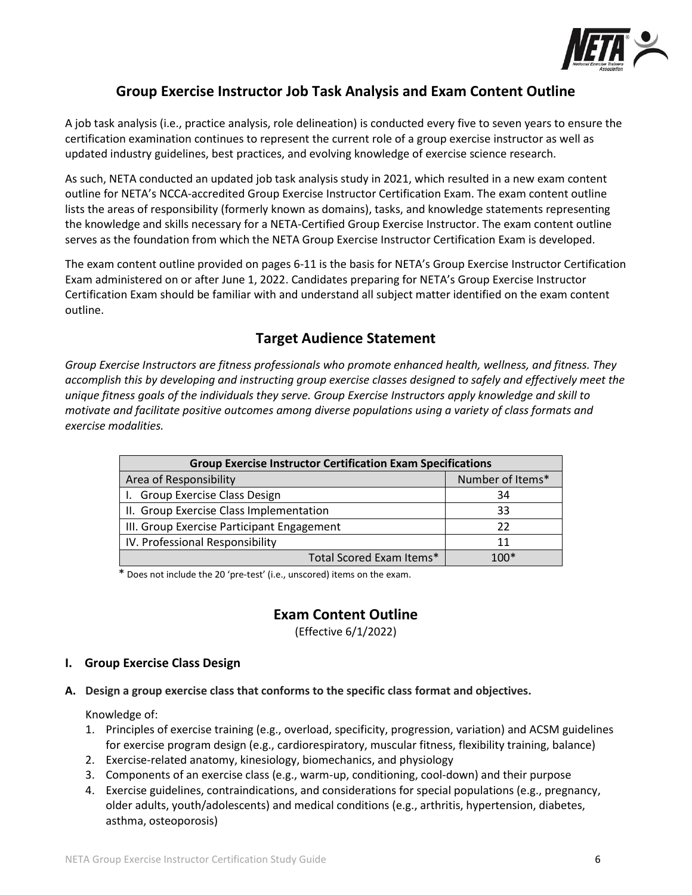## Group Exercise Instructor Job Task Analysis and Exam Content Outline

A job task analysis (i.e., practice analysis, role delineation) is conducted every five to seven years to ensure the certification examination continues to represent the current role of a group exercise instructor as well as updated industry guidelines, best practices, and evolving knowledge of exercise science research.

As such, NETA conducted an updated job task analysis study in 2021, which resulted in a new exam content outline for NETA's NCCA-accredited Group Exercise Instructor Certification Exam. The exam content outline lists the areas of responsibility (formerly known as domains), tasks, and knowledge statements representing the knowledge and skills necessary for a NETA-Certified Group Exercise Instructor. The exam content outline serves as the foundation from which the NETA Group Exercise Instructor Certification Exam is developed.

The exam content outline provided on pages 6-11 is the basis for NETA's Group Exercise Instructor Certification Exam administered on or after June 1, 2022. Candidates preparing for NETA's Group Exercise Instructor Certification Exam should be familiar with and understand all subject matter identified on the exam content outline.

## Target Audience Statement

*Group Exercise Instructors are fitness professionals who promote enhanced health, wellness, and fitness. They accomplish this by developing and instructing group exercise classes designed to safely and effectively meet the unique fitness goals of the individuals they serve. Group Exercise Instructors apply knowledge and skill to motivate and facilitate positive outcomes among diverse populations using a variety of class formats and exercise modalities.*

| Group Exercise Instructor Certification Exam Specifications | |
|---|---|
| Area of Responsibility | Number of Items* |
| I. Group Exercise Class Design | 34 |
| II. Group Exercise Class Implementation | 33 |
| III. Group Exercise Participant Engagement | 22 |
| IV. Professional Responsibility | 11 |
| Total Scored Exam Items* | 100* |

\* Does not include the 20 'pre-test' (i.e., unscored) items on the exam.

## Exam Content Outline

(Effective 6/1/2022)

### I. Group Exercise Class Design

**A. Design a group exercise class that conforms to the specific class format and objectives.**

Knowledge of:

1. Principles of exercise training (e.g., overload, specificity, progression, variation) and ACSM guidelines for exercise program design (e.g., cardiorespiratory, muscular fitness, flexibility training, balance)
2. Exercise-related anatomy, kinesiology, biomechanics, and physiology
3. Components of an exercise class (e.g., warm-up, conditioning, cool-down) and their purpose
4. Exercise guidelines, contraindications, and considerations for special populations (e.g., pregnancy, older adults, youth/adolescents) and medical conditions (e.g., arthritis, hypertension, diabetes, asthma, osteoporosis)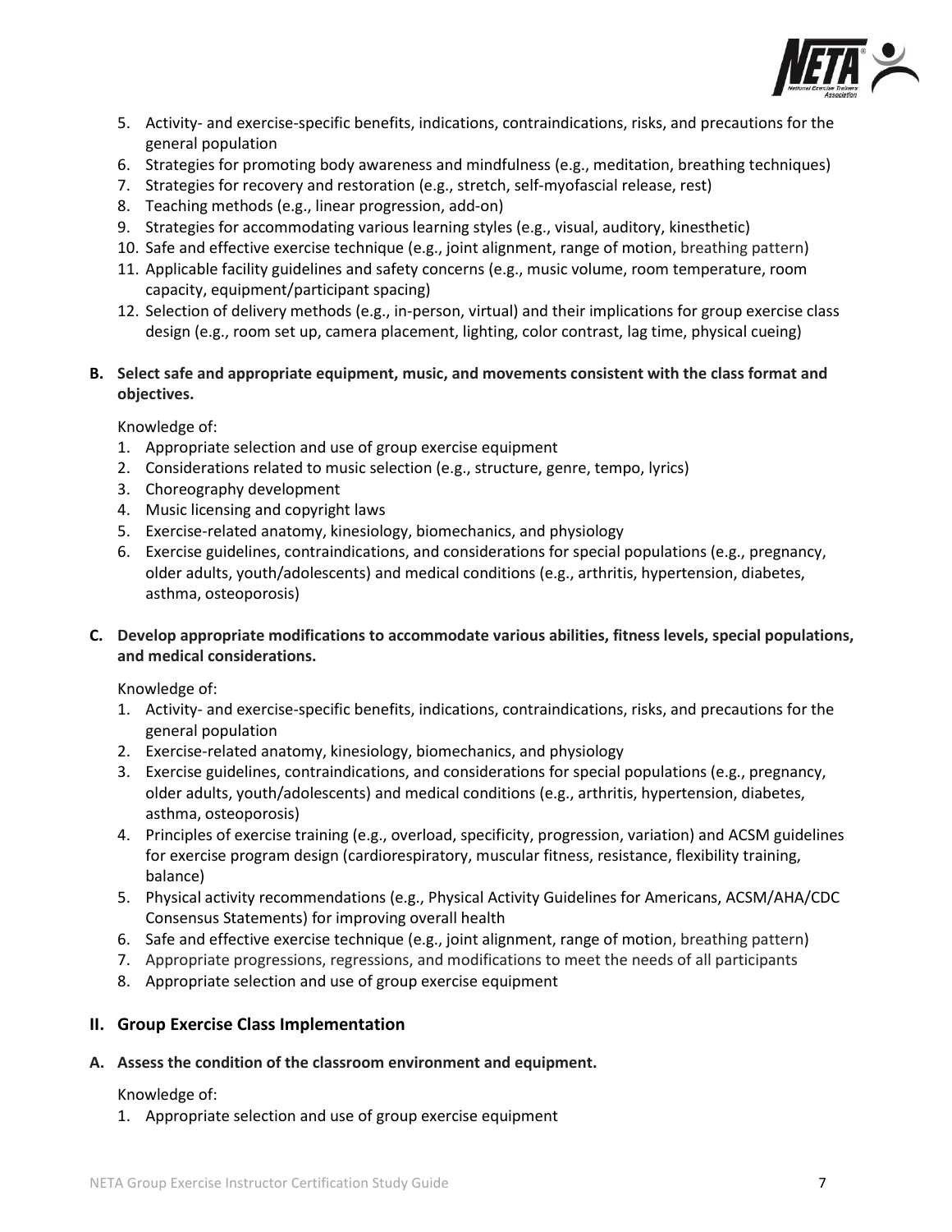5. Activity- and exercise-specific benefits, indications, contraindications, risks, and precautions for the general population
6. Strategies for promoting body awareness and mindfulness (e.g., meditation, breathing techniques)
7. Strategies for recovery and restoration (e.g., stretch, self-myofascial release, rest)
8. Teaching methods (e.g., linear progression, add-on)
9. Strategies for accommodating various learning styles (e.g., visual, auditory, kinesthetic)
10. Safe and effective exercise technique (e.g., joint alignment, range of motion, breathing pattern)
11. Applicable facility guidelines and safety concerns (e.g., music volume, room temperature, room capacity, equipment/participant spacing)
12. Selection of delivery methods (e.g., in-person, virtual) and their implications for group exercise class design (e.g., room set up, camera placement, lighting, color contrast, lag time, physical cueing)

**B. Select safe and appropriate equipment, music, and movements consistent with the class format and objectives.**

Knowledge of:

1. Appropriate selection and use of group exercise equipment
2. Considerations related to music selection (e.g., structure, genre, tempo, lyrics)
3. Choreography development
4. Music licensing and copyright laws
5. Exercise-related anatomy, kinesiology, biomechanics, and physiology
6. Exercise guidelines, contraindications, and considerations for special populations (e.g., pregnancy, older adults, youth/adolescents) and medical conditions (e.g., arthritis, hypertension, diabetes, asthma, osteoporosis)

**C. Develop appropriate modifications to accommodate various abilities, fitness levels, special populations, and medical considerations.**

Knowledge of:

1. Activity- and exercise-specific benefits, indications, contraindications, risks, and precautions for the general population
2. Exercise-related anatomy, kinesiology, biomechanics, and physiology
3. Exercise guidelines, contraindications, and considerations for special populations (e.g., pregnancy, older adults, youth/adolescents) and medical conditions (e.g., arthritis, hypertension, diabetes, asthma, osteoporosis)
4. Principles of exercise training (e.g., overload, specificity, progression, variation) and ACSM guidelines for exercise program design (cardiorespiratory, muscular fitness, resistance, flexibility training, balance)
5. Physical activity recommendations (e.g., Physical Activity Guidelines for Americans, ACSM/AHA/CDC Consensus Statements) for improving overall health
6. Safe and effective exercise technique (e.g., joint alignment, range of motion, breathing pattern)
7. Appropriate progressions, regressions, and modifications to meet the needs of all participants
8. Appropriate selection and use of group exercise equipment

## II. Group Exercise Class Implementation

**A. Assess the condition of the classroom environment and equipment.**

Knowledge of:

1. Appropriate selection and use of group exercise equipment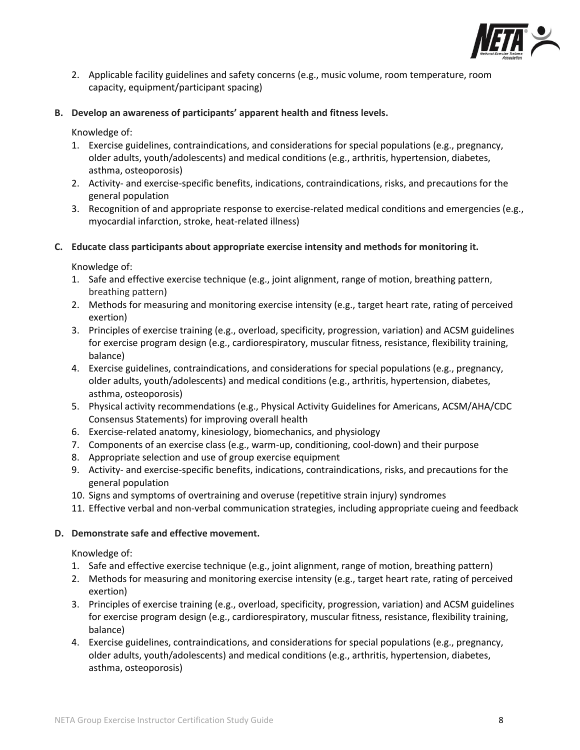2. Applicable facility guidelines and safety concerns (e.g., music volume, room temperature, room capacity, equipment/participant spacing)

**B. Develop an awareness of participants' apparent health and fitness levels.**

Knowledge of:

1. Exercise guidelines, contraindications, and considerations for special populations (e.g., pregnancy, older adults, youth/adolescents) and medical conditions (e.g., arthritis, hypertension, diabetes, asthma, osteoporosis)
2. Activity- and exercise-specific benefits, indications, contraindications, risks, and precautions for the general population
3. Recognition of and appropriate response to exercise-related medical conditions and emergencies (e.g., myocardial infarction, stroke, heat-related illness)

**C. Educate class participants about appropriate exercise intensity and methods for monitoring it.**

Knowledge of:

1. Safe and effective exercise technique (e.g., joint alignment, range of motion, breathing pattern, breathing pattern)
2. Methods for measuring and monitoring exercise intensity (e.g., target heart rate, rating of perceived exertion)
3. Principles of exercise training (e.g., overload, specificity, progression, variation) and ACSM guidelines for exercise program design (e.g., cardiorespiratory, muscular fitness, resistance, flexibility training, balance)
4. Exercise guidelines, contraindications, and considerations for special populations (e.g., pregnancy, older adults, youth/adolescents) and medical conditions (e.g., arthritis, hypertension, diabetes, asthma, osteoporosis)
5. Physical activity recommendations (e.g., Physical Activity Guidelines for Americans, ACSM/AHA/CDC Consensus Statements) for improving overall health
6. Exercise-related anatomy, kinesiology, biomechanics, and physiology
7. Components of an exercise class (e.g., warm-up, conditioning, cool-down) and their purpose
8. Appropriate selection and use of group exercise equipment
9. Activity- and exercise-specific benefits, indications, contraindications, risks, and precautions for the general population
10. Signs and symptoms of overtraining and overuse (repetitive strain injury) syndromes
11. Effective verbal and non-verbal communication strategies, including appropriate cueing and feedback

**D. Demonstrate safe and effective movement.**

Knowledge of:

1. Safe and effective exercise technique (e.g., joint alignment, range of motion, breathing pattern)
2. Methods for measuring and monitoring exercise intensity (e.g., target heart rate, rating of perceived exertion)
3. Principles of exercise training (e.g., overload, specificity, progression, variation) and ACSM guidelines for exercise program design (e.g., cardiorespiratory, muscular fitness, resistance, flexibility training, balance)
4. Exercise guidelines, contraindications, and considerations for special populations (e.g., pregnancy, older adults, youth/adolescents) and medical conditions (e.g., arthritis, hypertension, diabetes, asthma, osteoporosis)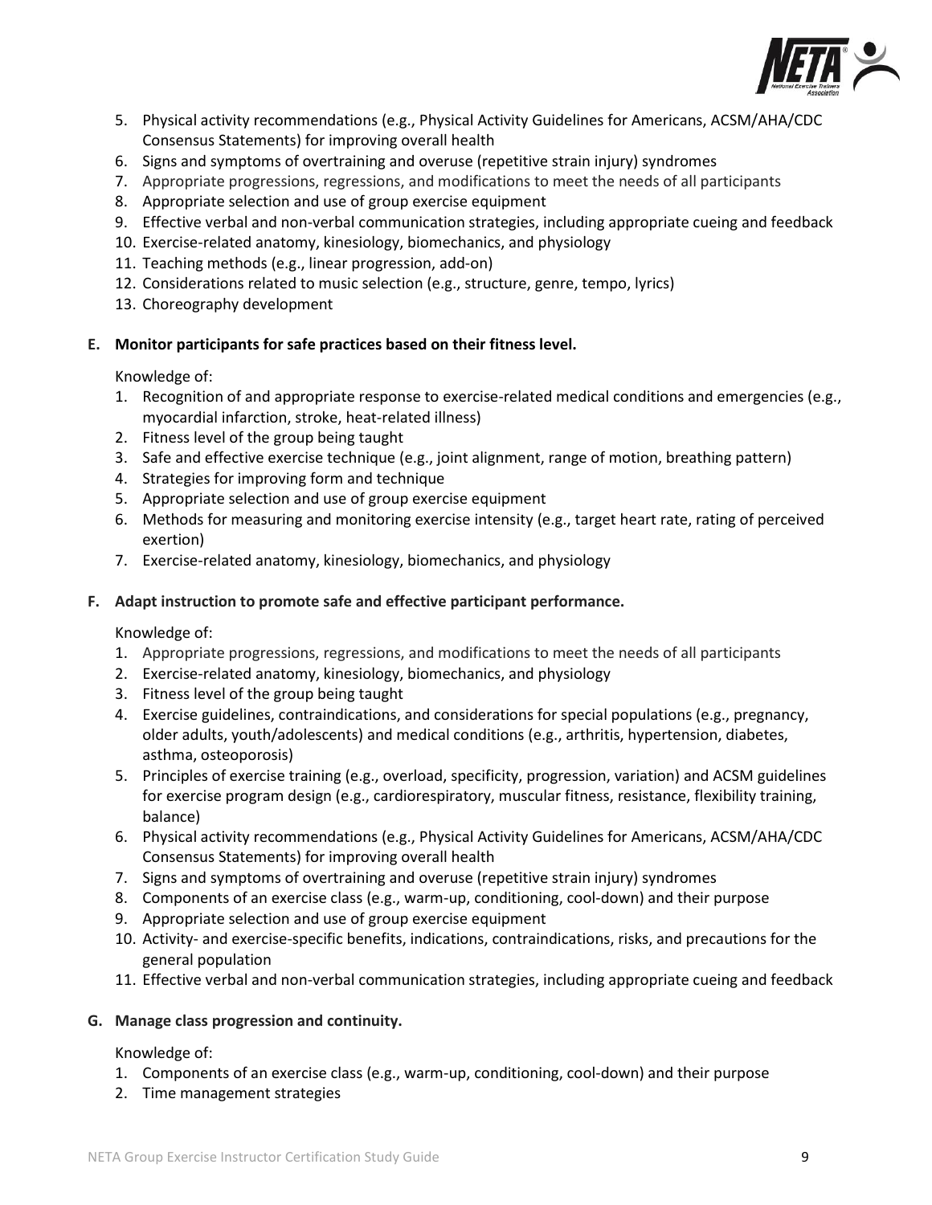5. Physical activity recommendations (e.g., Physical Activity Guidelines for Americans, ACSM/AHA/CDC Consensus Statements) for improving overall health
6. Signs and symptoms of overtraining and overuse (repetitive strain injury) syndromes
7. Appropriate progressions, regressions, and modifications to meet the needs of all participants
8. Appropriate selection and use of group exercise equipment
9. Effective verbal and non-verbal communication strategies, including appropriate cueing and feedback
10. Exercise-related anatomy, kinesiology, biomechanics, and physiology
11. Teaching methods (e.g., linear progression, add-on)
12. Considerations related to music selection (e.g., structure, genre, tempo, lyrics)
13. Choreography development

**E. Monitor participants for safe practices based on their fitness level.**

Knowledge of:

1. Recognition of and appropriate response to exercise-related medical conditions and emergencies (e.g., myocardial infarction, stroke, heat-related illness)
2. Fitness level of the group being taught
3. Safe and effective exercise technique (e.g., joint alignment, range of motion, breathing pattern)
4. Strategies for improving form and technique
5. Appropriate selection and use of group exercise equipment
6. Methods for measuring and monitoring exercise intensity (e.g., target heart rate, rating of perceived exertion)
7. Exercise-related anatomy, kinesiology, biomechanics, and physiology

**F. Adapt instruction to promote safe and effective participant performance.**

Knowledge of:

1. Appropriate progressions, regressions, and modifications to meet the needs of all participants
2. Exercise-related anatomy, kinesiology, biomechanics, and physiology
3. Fitness level of the group being taught
4. Exercise guidelines, contraindications, and considerations for special populations (e.g., pregnancy, older adults, youth/adolescents) and medical conditions (e.g., arthritis, hypertension, diabetes, asthma, osteoporosis)
5. Principles of exercise training (e.g., overload, specificity, progression, variation) and ACSM guidelines for exercise program design (e.g., cardiorespiratory, muscular fitness, resistance, flexibility training, balance)
6. Physical activity recommendations (e.g., Physical Activity Guidelines for Americans, ACSM/AHA/CDC Consensus Statements) for improving overall health
7. Signs and symptoms of overtraining and overuse (repetitive strain injury) syndromes
8. Components of an exercise class (e.g., warm-up, conditioning, cool-down) and their purpose
9. Appropriate selection and use of group exercise equipment
10. Activity- and exercise-specific benefits, indications, contraindications, risks, and precautions for the general population
11. Effective verbal and non-verbal communication strategies, including appropriate cueing and feedback

**G. Manage class progression and continuity.**

Knowledge of:

1. Components of an exercise class (e.g., warm-up, conditioning, cool-down) and their purpose
2. Time management strategies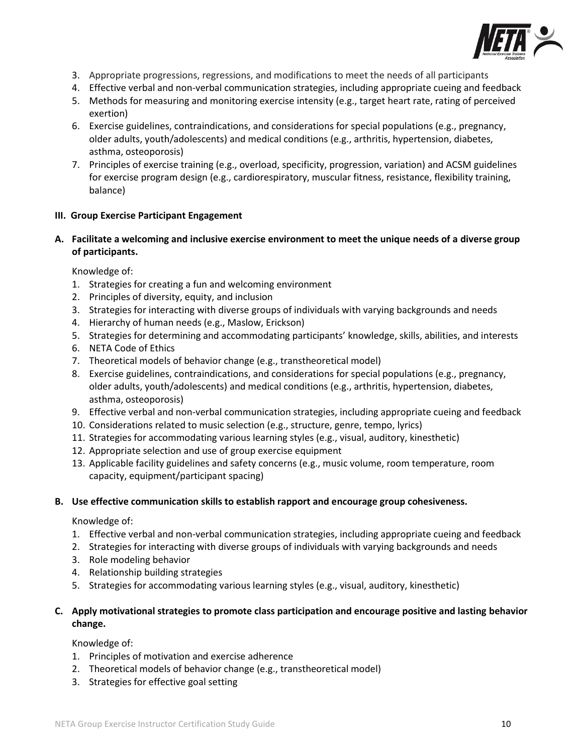3. Appropriate progressions, regressions, and modifications to meet the needs of all participants
4. Effective verbal and non-verbal communication strategies, including appropriate cueing and feedback
5. Methods for measuring and monitoring exercise intensity (e.g., target heart rate, rating of perceived exertion)
6. Exercise guidelines, contraindications, and considerations for special populations (e.g., pregnancy, older adults, youth/adolescents) and medical conditions (e.g., arthritis, hypertension, diabetes, asthma, osteoporosis)
7. Principles of exercise training (e.g., overload, specificity, progression, variation) and ACSM guidelines for exercise program design (e.g., cardiorespiratory, muscular fitness, resistance, flexibility training, balance)

**III. Group Exercise Participant Engagement**

**A. Facilitate a welcoming and inclusive exercise environment to meet the unique needs of a diverse group of participants.**

Knowledge of:

1. Strategies for creating a fun and welcoming environment
2. Principles of diversity, equity, and inclusion
3. Strategies for interacting with diverse groups of individuals with varying backgrounds and needs
4. Hierarchy of human needs (e.g., Maslow, Erickson)
5. Strategies for determining and accommodating participants' knowledge, skills, abilities, and interests
6. NETA Code of Ethics
7. Theoretical models of behavior change (e.g., transtheoretical model)
8. Exercise guidelines, contraindications, and considerations for special populations (e.g., pregnancy, older adults, youth/adolescents) and medical conditions (e.g., arthritis, hypertension, diabetes, asthma, osteoporosis)
9. Effective verbal and non-verbal communication strategies, including appropriate cueing and feedback
10. Considerations related to music selection (e.g., structure, genre, tempo, lyrics)
11. Strategies for accommodating various learning styles (e.g., visual, auditory, kinesthetic)
12. Appropriate selection and use of group exercise equipment
13. Applicable facility guidelines and safety concerns (e.g., music volume, room temperature, room capacity, equipment/participant spacing)

**B. Use effective communication skills to establish rapport and encourage group cohesiveness.**

Knowledge of:

1. Effective verbal and non-verbal communication strategies, including appropriate cueing and feedback
2. Strategies for interacting with diverse groups of individuals with varying backgrounds and needs
3. Role modeling behavior
4. Relationship building strategies
5. Strategies for accommodating various learning styles (e.g., visual, auditory, kinesthetic)

**C. Apply motivational strategies to promote class participation and encourage positive and lasting behavior change.**

Knowledge of:

1. Principles of motivation and exercise adherence
2. Theoretical models of behavior change (e.g., transtheoretical model)
3. Strategies for effective goal setting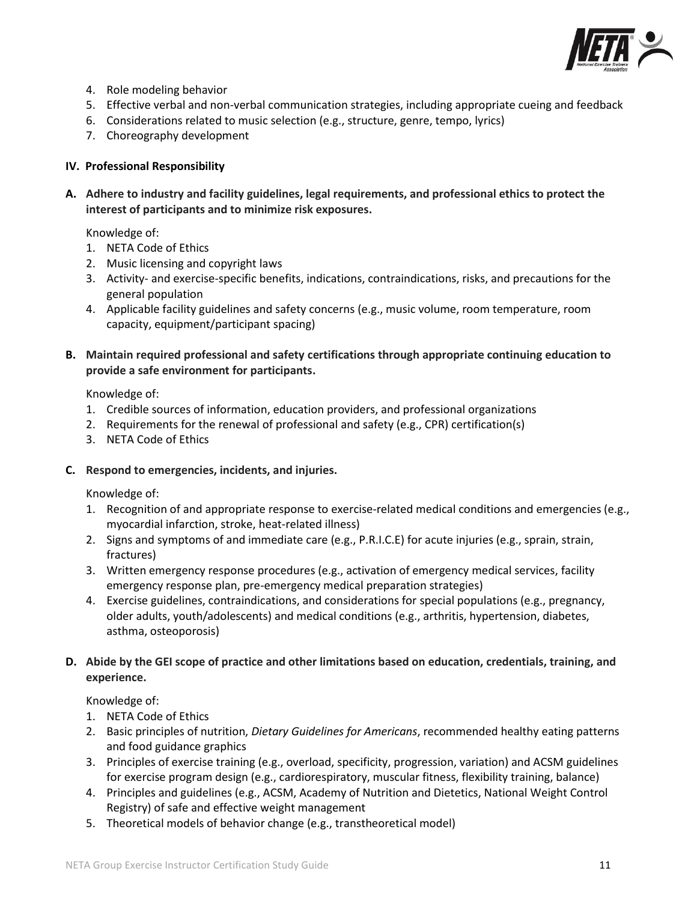4. Role modeling behavior
5. Effective verbal and non-verbal communication strategies, including appropriate cueing and feedback
6. Considerations related to music selection (e.g., structure, genre, tempo, lyrics)
7. Choreography development

**IV. Professional Responsibility**

**A. Adhere to industry and facility guidelines, legal requirements, and professional ethics to protect the interest of participants and to minimize risk exposures.**

Knowledge of:

1. NETA Code of Ethics
2. Music licensing and copyright laws
3. Activity- and exercise-specific benefits, indications, contraindications, risks, and precautions for the general population
4. Applicable facility guidelines and safety concerns (e.g., music volume, room temperature, room capacity, equipment/participant spacing)

**B. Maintain required professional and safety certifications through appropriate continuing education to provide a safe environment for participants.**

Knowledge of:

1. Credible sources of information, education providers, and professional organizations
2. Requirements for the renewal of professional and safety (e.g., CPR) certification(s)
3. NETA Code of Ethics

**C. Respond to emergencies, incidents, and injuries.**

Knowledge of:

1. Recognition of and appropriate response to exercise-related medical conditions and emergencies (e.g., myocardial infarction, stroke, heat-related illness)
2. Signs and symptoms of and immediate care (e.g., P.R.I.C.E) for acute injuries (e.g., sprain, strain, fractures)
3. Written emergency response procedures (e.g., activation of emergency medical services, facility emergency response plan, pre-emergency medical preparation strategies)
4. Exercise guidelines, contraindications, and considerations for special populations (e.g., pregnancy, older adults, youth/adolescents) and medical conditions (e.g., arthritis, hypertension, diabetes, asthma, osteoporosis)

**D. Abide by the GEI scope of practice and other limitations based on education, credentials, training, and experience.**

Knowledge of:

1. NETA Code of Ethics
2. Basic principles of nutrition, *Dietary Guidelines for Americans*, recommended healthy eating patterns and food guidance graphics
3. Principles of exercise training (e.g., overload, specificity, progression, variation) and ACSM guidelines for exercise program design (e.g., cardiorespiratory, muscular fitness, flexibility training, balance)
4. Principles and guidelines (e.g., ACSM, Academy of Nutrition and Dietetics, National Weight Control Registry) of safe and effective weight management
5. Theoretical models of behavior change (e.g., transtheoretical model)